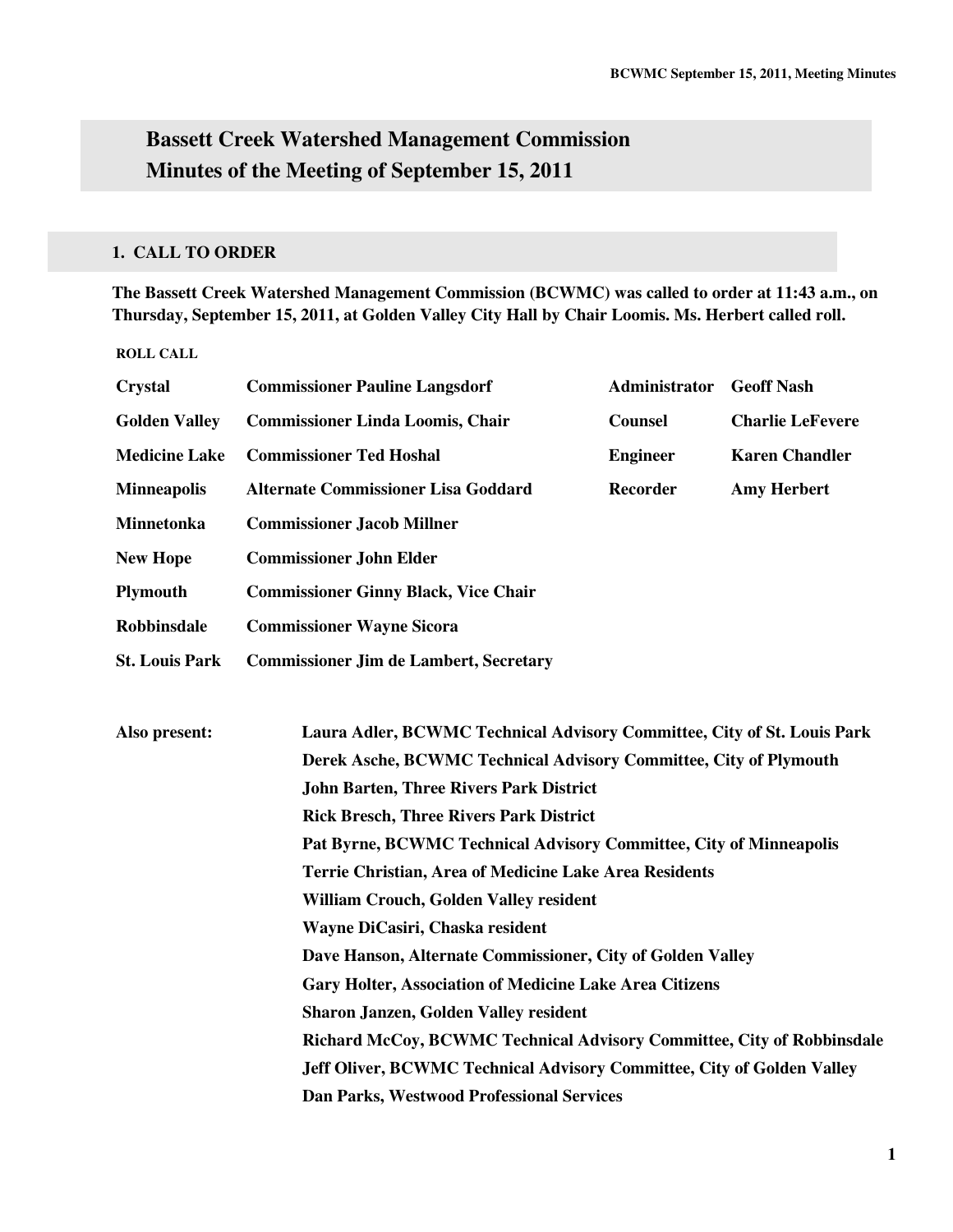# Bassett Creek Watershed Management Commission
# Minutes of the Meeting of September 15, 2011

## 1. CALL TO ORDER

**The Bassett Creek Watershed Management Commission (BCWMC) was called to order at 11:43 a.m., on Thursday, September 15, 2011, at Golden Valley City Hall by Chair Loomis. Ms. Herbert called roll.**

**ROLL CALL**

| | | | |
|---|---|---|---|
| **Crystal** | **Commissioner Pauline Langsdorf** | **Administrator** | **Geoff Nash** |
| **Golden Valley** | **Commissioner Linda Loomis, Chair** | **Counsel** | **Charlie LeFevere** |
| **Medicine Lake** | **Commissioner Ted Hoshal** | **Engineer** | **Karen Chandler** |
| **Minneapolis** | **Alternate Commissioner Lisa Goddard** | **Recorder** | **Amy Herbert** |
| **Minnetonka** | **Commissioner Jacob Millner** | | |
| **New Hope** | **Commissioner John Elder** | | |
| **Plymouth** | **Commissioner Ginny Black, Vice Chair** | | |
| **Robbinsdale** | **Commissioner Wayne Sicora** | | |
| **St. Louis Park** | **Commissioner Jim de Lambert, Secretary** | | |

**Also present:**

**Laura Adler, BCWMC Technical Advisory Committee, City of St. Louis Park**
**Derek Asche, BCWMC Technical Advisory Committee, City of Plymouth**
**John Barten, Three Rivers Park District**
**Rick Bresch, Three Rivers Park District**
**Pat Byrne, BCWMC Technical Advisory Committee, City of Minneapolis**
**Terrie Christian, Area of Medicine Lake Area Residents**
**William Crouch, Golden Valley resident**
**Wayne DiCasiri, Chaska resident**
**Dave Hanson, Alternate Commissioner, City of Golden Valley**
**Gary Holter, Association of Medicine Lake Area Citizens**
**Sharon Janzen, Golden Valley resident**
**Richard McCoy, BCWMC Technical Advisory Committee, City of Robbinsdale**
**Jeff Oliver, BCWMC Technical Advisory Committee, City of Golden Valley**
**Dan Parks, Westwood Professional Services**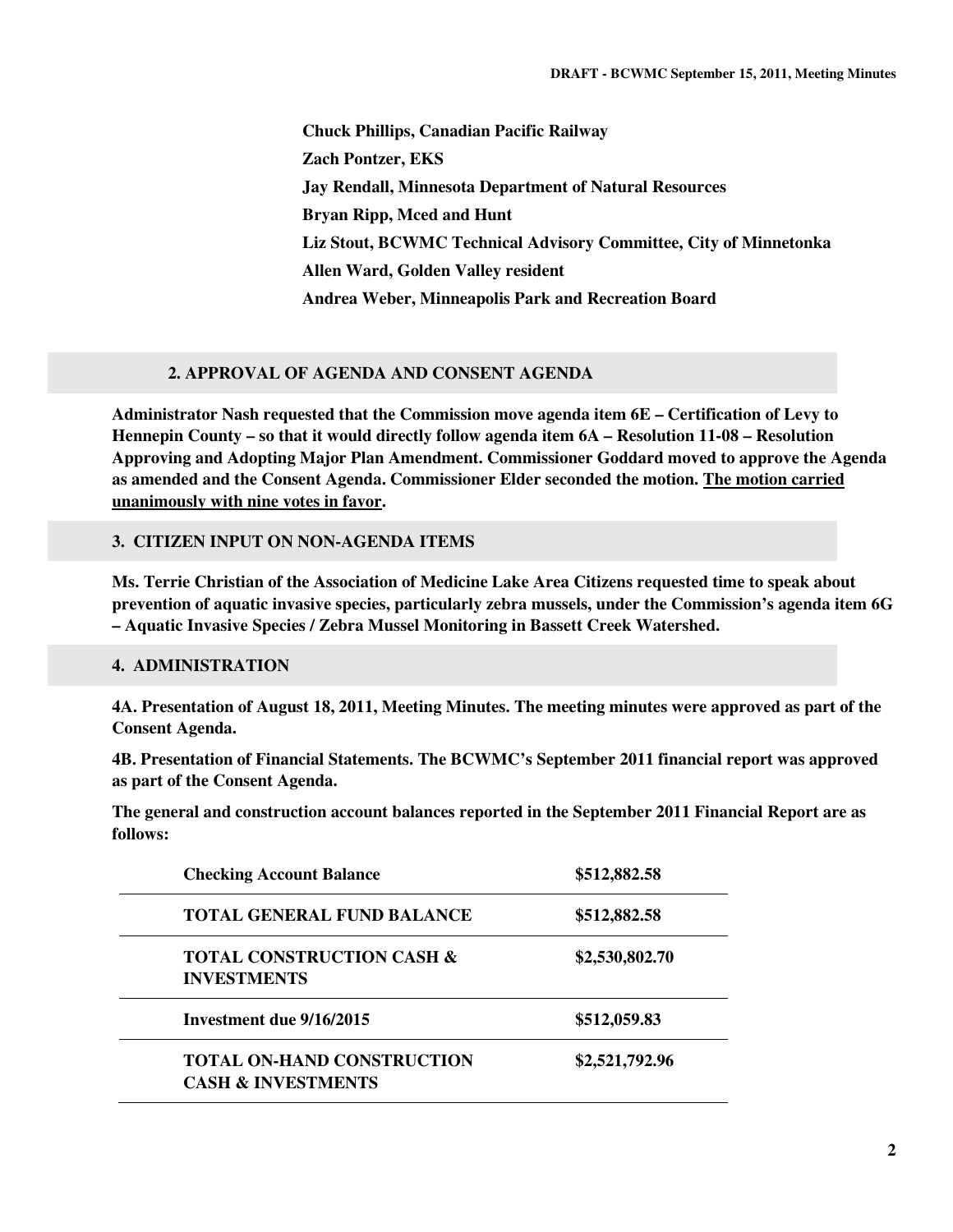**Chuck Phillips, Canadian Pacific Railway**

**Zach Pontzer, EKS**

**Jay Rendall, Minnesota Department of Natural Resources**

**Bryan Ripp, Mced and Hunt**

**Liz Stout, BCWMC Technical Advisory Committee, City of Minnetonka**

**Allen Ward, Golden Valley resident**

**Andrea Weber, Minneapolis Park and Recreation Board**

## 2. APPROVAL OF AGENDA AND CONSENT AGENDA

**Administrator Nash requested that the Commission move agenda item 6E – Certification of Levy to Hennepin County – so that it would directly follow agenda item 6A – Resolution 11-08 – Resolution Approving and Adopting Major Plan Amendment. Commissioner Goddard moved to approve the Agenda as amended and the Consent Agenda. Commissioner Elder seconded the motion. <u>The motion carried unanimously with nine votes in favor</u>.**

## 3. CITIZEN INPUT ON NON-AGENDA ITEMS

**Ms. Terrie Christian of the Association of Medicine Lake Area Citizens requested time to speak about prevention of aquatic invasive species, particularly zebra mussels, under the Commission's agenda item 6G – Aquatic Invasive Species / Zebra Mussel Monitoring in Bassett Creek Watershed.**

## 4. ADMINISTRATION

**4A. Presentation of August 18, 2011, Meeting Minutes. The meeting minutes were approved as part of the Consent Agenda.**

**4B. Presentation of Financial Statements. The BCWMC's September 2011 financial report was approved as part of the Consent Agenda.**

**The general and construction account balances reported in the September 2011 Financial Report are as follows:**

| | |
|---|---|
| **Checking Account Balance** | **$512,882.58** |
| **TOTAL GENERAL FUND BALANCE** | **$512,882.58** |
| **TOTAL CONSTRUCTION CASH & INVESTMENTS** | **$2,530,802.70** |
| **Investment due 9/16/2015** | **$512,059.83** |
| **TOTAL ON-HAND CONSTRUCTION CASH & INVESTMENTS** | **$2,521,792.96** |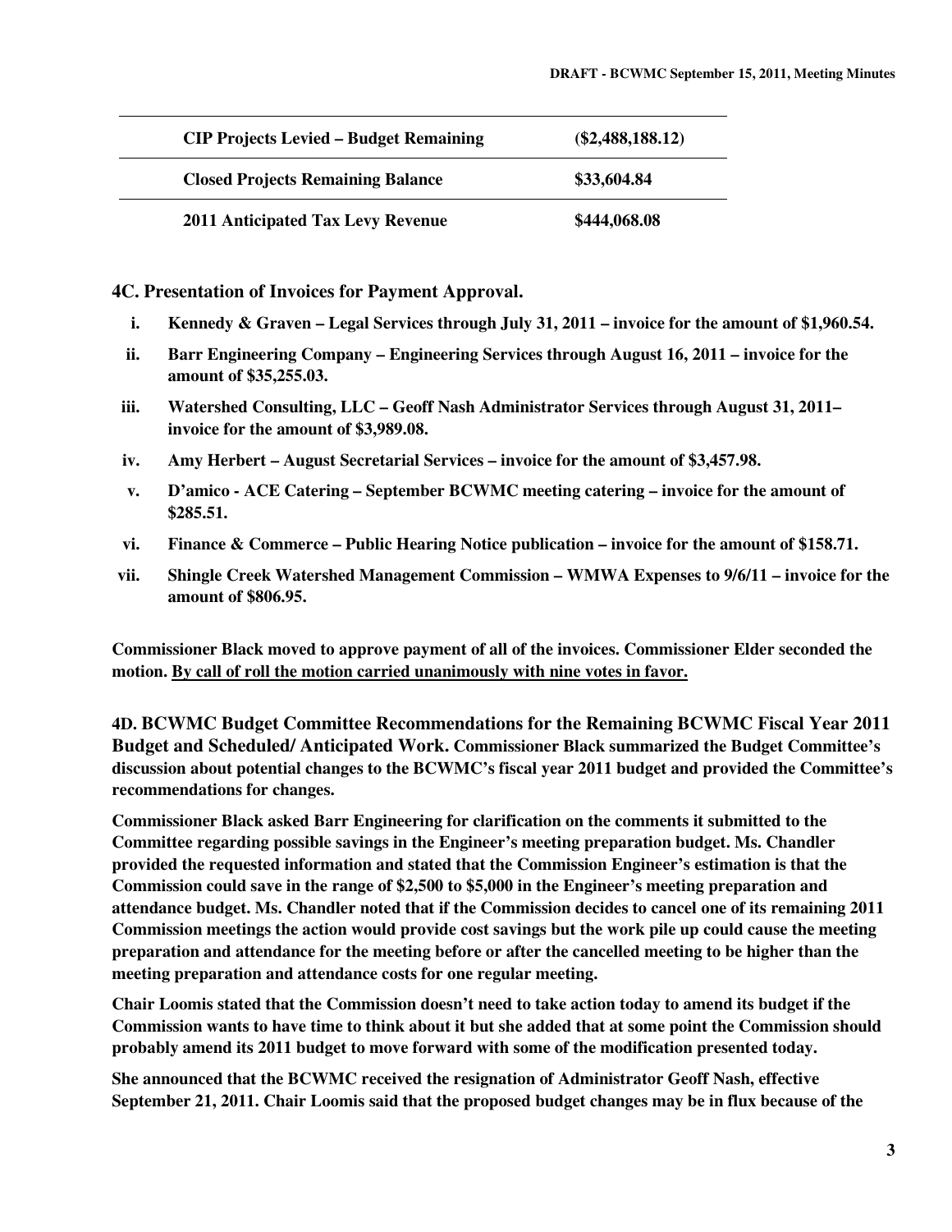| CIP Projects Levied – Budget Remaining | ($2,488,188.12) |
|---|---|
| **Closed Projects Remaining Balance** | **$33,604.84** |
| **2011 Anticipated Tax Levy Revenue** | **$444,068.08** |

### 4C. Presentation of Invoices for Payment Approval.

i. **Kennedy & Graven – Legal Services through July 31, 2011 – invoice for the amount of $1,960.54.**

ii. **Barr Engineering Company – Engineering Services through August 16, 2011 – invoice for the amount of $35,255.03.**

iii. **Watershed Consulting, LLC – Geoff Nash Administrator Services through August 31, 2011– invoice for the amount of $3,989.08.**

iv. **Amy Herbert – August Secretarial Services – invoice for the amount of $3,457.98.**

v. **D'amico - ACE Catering – September BCWMC meeting catering – invoice for the amount of $285.51.**

vi. **Finance & Commerce – Public Hearing Notice publication – invoice for the amount of $158.71.**

vii. **Shingle Creek Watershed Management Commission – WMWA Expenses to 9/6/11 – invoice for the amount of $806.95.**

**Commissioner Black moved to approve payment of all of the invoices. Commissioner Elder seconded the motion. By call of roll the motion carried unanimously with nine votes in favor.**

**4D. BCWMC Budget Committee Recommendations for the Remaining BCWMC Fiscal Year 2011 Budget and Scheduled/ Anticipated Work.** Commissioner Black summarized the Budget Committee's discussion about potential changes to the BCWMC's fiscal year 2011 budget and provided the Committee's recommendations for changes.

Commissioner Black asked Barr Engineering for clarification on the comments it submitted to the Committee regarding possible savings in the Engineer's meeting preparation budget. Ms. Chandler provided the requested information and stated that the Commission Engineer's estimation is that the Commission could save in the range of $2,500 to $5,000 in the Engineer's meeting preparation and attendance budget. Ms. Chandler noted that if the Commission decides to cancel one of its remaining 2011 Commission meetings the action would provide cost savings but the work pile up could cause the meeting preparation and attendance for the meeting before or after the cancelled meeting to be higher than the meeting preparation and attendance costs for one regular meeting.

Chair Loomis stated that the Commission doesn't need to take action today to amend its budget if the Commission wants to have time to think about it but she added that at some point the Commission should probably amend its 2011 budget to move forward with some of the modification presented today.

She announced that the BCWMC received the resignation of Administrator Geoff Nash, effective September 21, 2011. Chair Loomis said that the proposed budget changes may be in flux because of the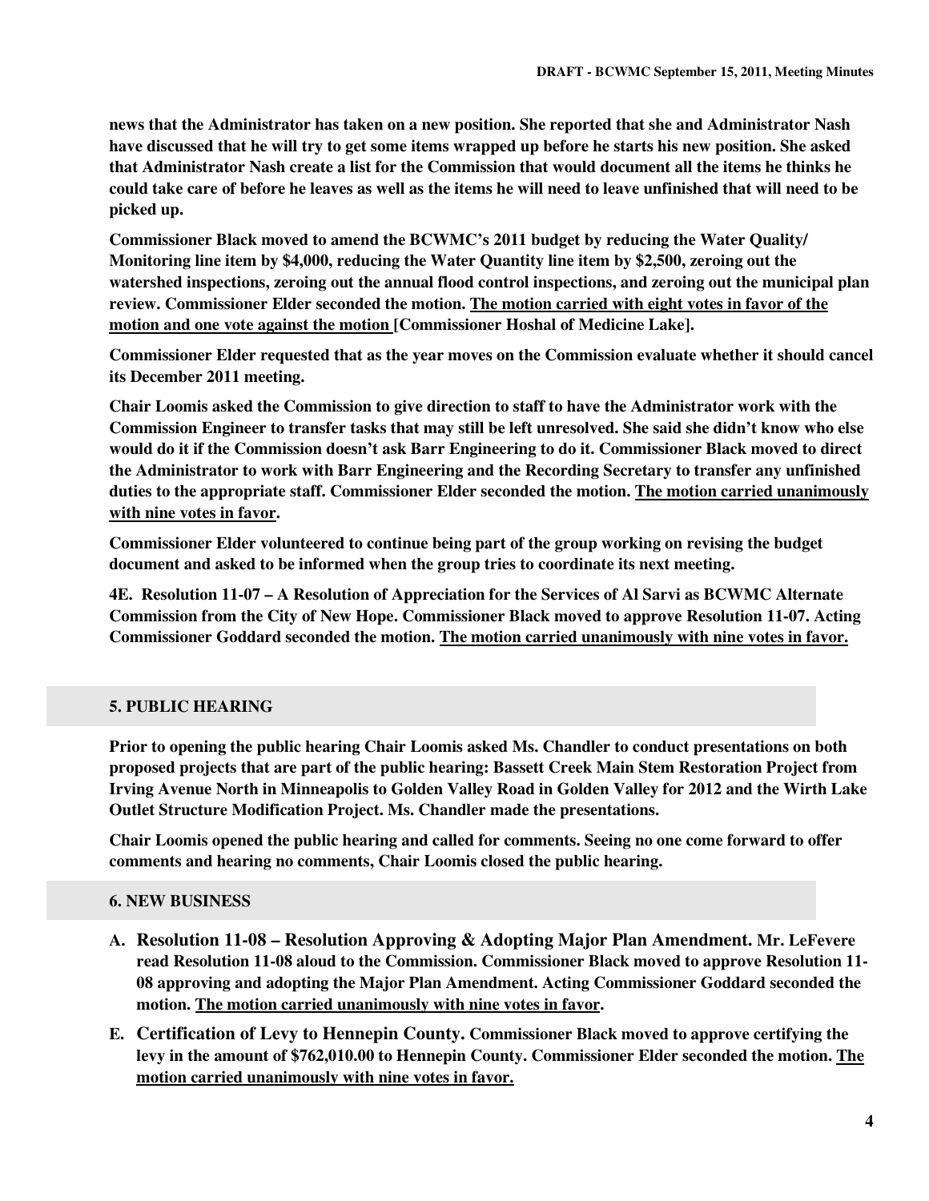**news that the Administrator has taken on a new position. She reported that she and Administrator Nash have discussed that he will try to get some items wrapped up before he starts his new position. She asked that Administrator Nash create a list for the Commission that would document all the items he thinks he could take care of before he leaves as well as the items he will need to leave unfinished that will need to be picked up.**

**Commissioner Black moved to amend the BCWMC's 2011 budget by reducing the Water Quality/ Monitoring line item by $4,000, reducing the Water Quantity line item by $2,500, zeroing out the watershed inspections, zeroing out the annual flood control inspections, and zeroing out the municipal plan review. Commissioner Elder seconded the motion. <u>The motion carried with eight votes in favor of the motion and one vote against the motion</u> [Commissioner Hoshal of Medicine Lake].**

**Commissioner Elder requested that as the year moves on the Commission evaluate whether it should cancel its December 2011 meeting.**

**Chair Loomis asked the Commission to give direction to staff to have the Administrator work with the Commission Engineer to transfer tasks that may still be left unresolved. She said she didn't know who else would do it if the Commission doesn't ask Barr Engineering to do it. Commissioner Black moved to direct the Administrator to work with Barr Engineering and the Recording Secretary to transfer any unfinished duties to the appropriate staff. Commissioner Elder seconded the motion. <u>The motion carried unanimously with nine votes in favor</u>.**

**Commissioner Elder volunteered to continue being part of the group working on revising the budget document and asked to be informed when the group tries to coordinate its next meeting.**

**4E. Resolution 11-07 – A Resolution of Appreciation for the Services of Al Sarvi as BCWMC Alternate Commission from the City of New Hope. Commissioner Black moved to approve Resolution 11-07. Acting Commissioner Goddard seconded the motion. <u>The motion carried unanimously with nine votes in favor.</u>**

## 5. PUBLIC HEARING

**Prior to opening the public hearing Chair Loomis asked Ms. Chandler to conduct presentations on both proposed projects that are part of the public hearing: Bassett Creek Main Stem Restoration Project from Irving Avenue North in Minneapolis to Golden Valley Road in Golden Valley for 2012 and the Wirth Lake Outlet Structure Modification Project. Ms. Chandler made the presentations.**

**Chair Loomis opened the public hearing and called for comments. Seeing no one come forward to offer comments and hearing no comments, Chair Loomis closed the public hearing.**

## 6. NEW BUSINESS

A. **Resolution 11-08 – Resolution Approving & Adopting Major Plan Amendment. Mr. LeFevere read Resolution 11-08 aloud to the Commission. Commissioner Black moved to approve Resolution 11-08 approving and adopting the Major Plan Amendment. Acting Commissioner Goddard seconded the motion. <u>The motion carried unanimously with nine votes in favor</u>.**

E. **Certification of Levy to Hennepin County. Commissioner Black moved to approve certifying the levy in the amount of $762,010.00 to Hennepin County. Commissioner Elder seconded the motion. <u>The motion carried unanimously with nine votes in favor.</u>**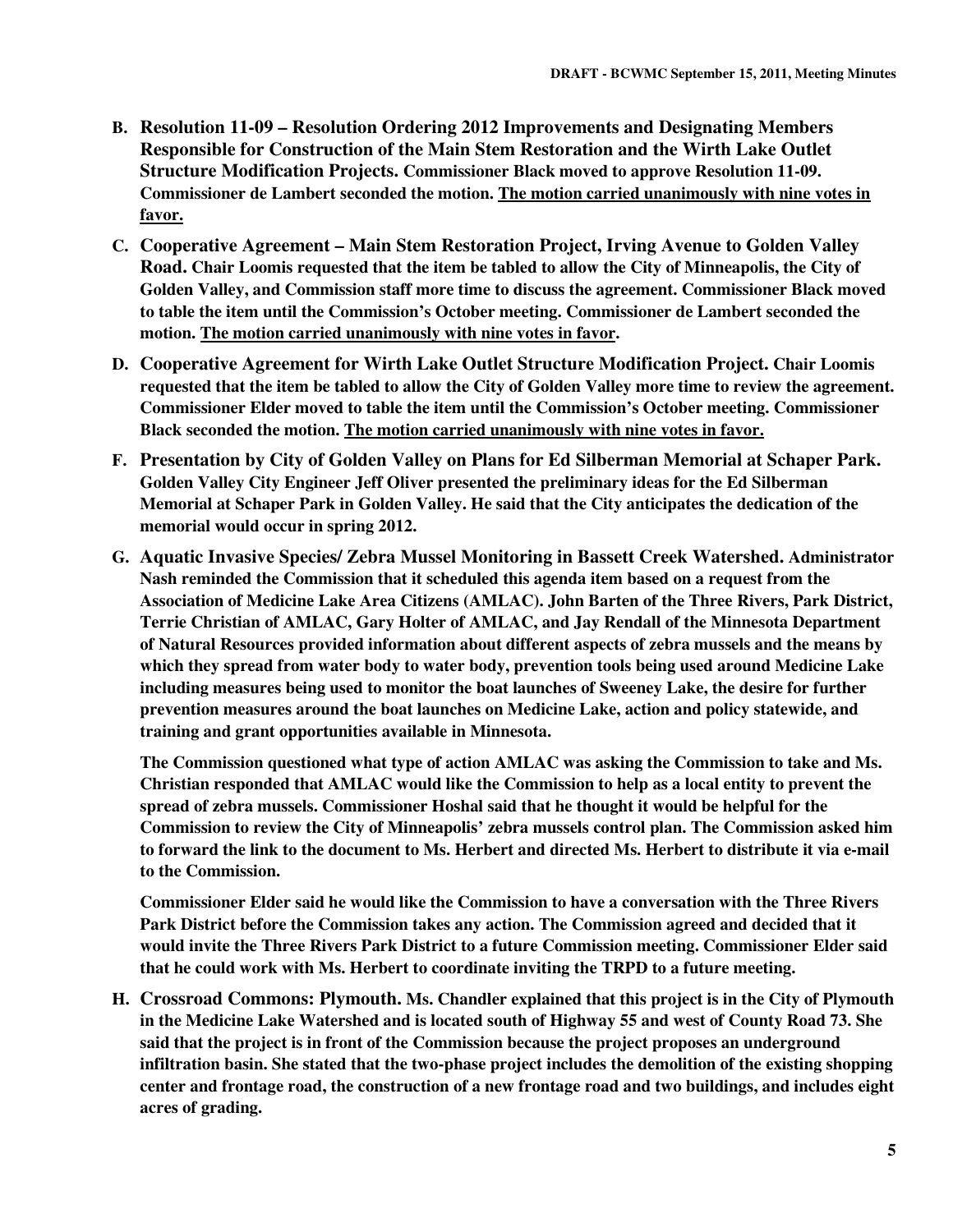**B. Resolution 11-09 – Resolution Ordering 2012 Improvements and Designating Members Responsible for Construction of the Main Stem Restoration and the Wirth Lake Outlet Structure Modification Projects.** Commissioner Black moved to approve Resolution 11-09. Commissioner de Lambert seconded the motion. The motion carried unanimously with nine votes in favor.

**C. Cooperative Agreement – Main Stem Restoration Project, Irving Avenue to Golden Valley Road.** Chair Loomis requested that the item be tabled to allow the City of Minneapolis, the City of Golden Valley, and Commission staff more time to discuss the agreement. Commissioner Black moved to table the item until the Commission's October meeting. Commissioner de Lambert seconded the motion. The motion carried unanimously with nine votes in favor.

**D. Cooperative Agreement for Wirth Lake Outlet Structure Modification Project.** Chair Loomis requested that the item be tabled to allow the City of Golden Valley more time to review the agreement. Commissioner Elder moved to table the item until the Commission's October meeting. Commissioner Black seconded the motion. The motion carried unanimously with nine votes in favor.

**F. Presentation by City of Golden Valley on Plans for Ed Silberman Memorial at Schaper Park.** Golden Valley City Engineer Jeff Oliver presented the preliminary ideas for the Ed Silberman Memorial at Schaper Park in Golden Valley. He said that the City anticipates the dedication of the memorial would occur in spring 2012.

**G. Aquatic Invasive Species/ Zebra Mussel Monitoring in Bassett Creek Watershed.** Administrator Nash reminded the Commission that it scheduled this agenda item based on a request from the Association of Medicine Lake Area Citizens (AMLAC). John Barten of the Three Rivers, Park District, Terrie Christian of AMLAC, Gary Holter of AMLAC, and Jay Rendall of the Minnesota Department of Natural Resources provided information about different aspects of zebra mussels and the means by which they spread from water body to water body, prevention tools being used around Medicine Lake including measures being used to monitor the boat launches of Sweeney Lake, the desire for further prevention measures around the boat launches on Medicine Lake, action and policy statewide, and training and grant opportunities available in Minnesota.

The Commission questioned what type of action AMLAC was asking the Commission to take and Ms. Christian responded that AMLAC would like the Commission to help as a local entity to prevent the spread of zebra mussels. Commissioner Hoshal said that he thought it would be helpful for the Commission to review the City of Minneapolis' zebra mussels control plan. The Commission asked him to forward the link to the document to Ms. Herbert and directed Ms. Herbert to distribute it via e-mail to the Commission.

Commissioner Elder said he would like the Commission to have a conversation with the Three Rivers Park District before the Commission takes any action. The Commission agreed and decided that it would invite the Three Rivers Park District to a future Commission meeting. Commissioner Elder said that he could work with Ms. Herbert to coordinate inviting the TRPD to a future meeting.

**H. Crossroad Commons: Plymouth.** Ms. Chandler explained that this project is in the City of Plymouth in the Medicine Lake Watershed and is located south of Highway 55 and west of County Road 73. She said that the project is in front of the Commission because the project proposes an underground infiltration basin. She stated that the two-phase project includes the demolition of the existing shopping center and frontage road, the construction of a new frontage road and two buildings, and includes eight acres of grading.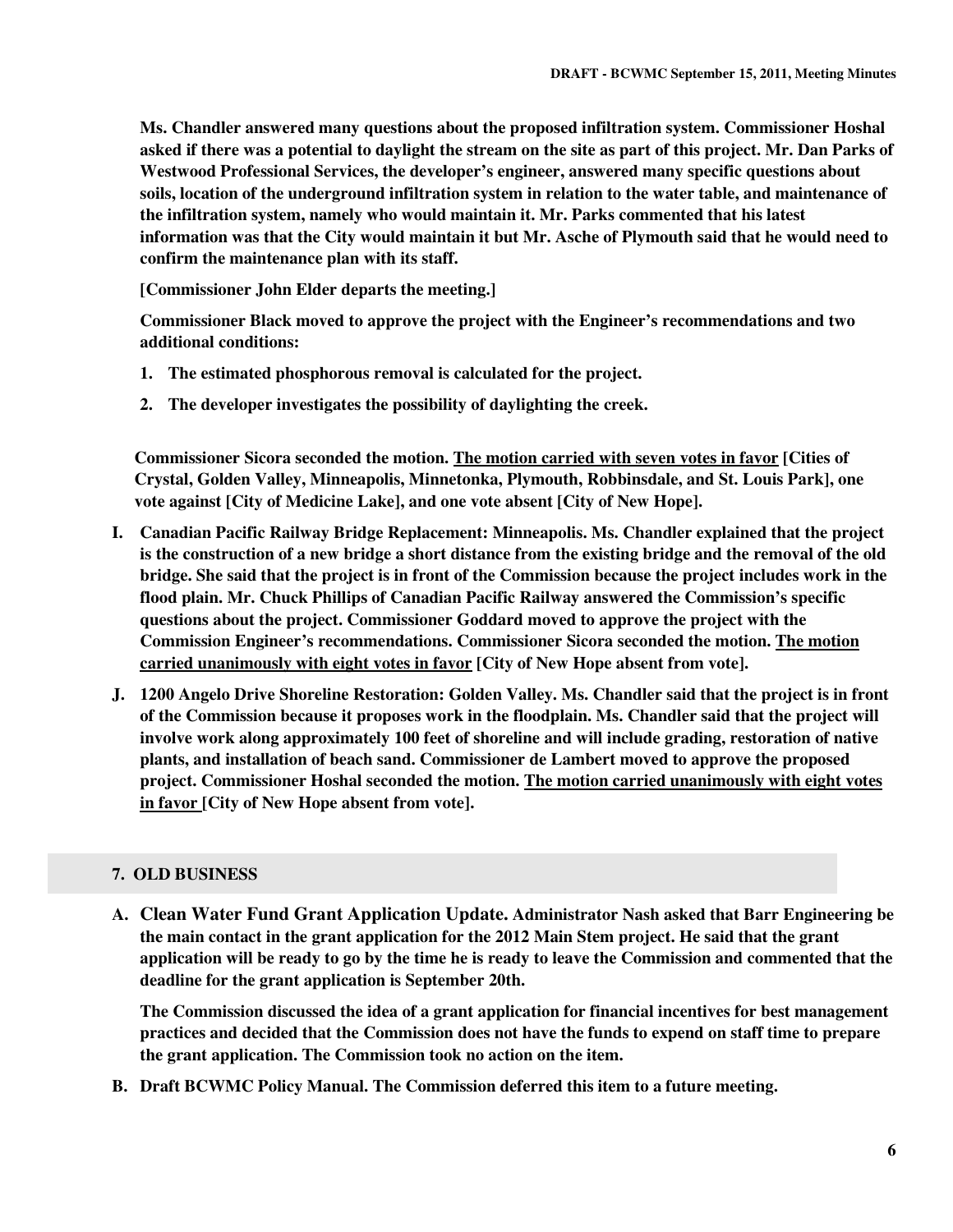**Ms. Chandler answered many questions about the proposed infiltration system. Commissioner Hoshal asked if there was a potential to daylight the stream on the site as part of this project. Mr. Dan Parks of Westwood Professional Services, the developer's engineer, answered many specific questions about soils, location of the underground infiltration system in relation to the water table, and maintenance of the infiltration system, namely who would maintain it. Mr. Parks commented that his latest information was that the City would maintain it but Mr. Asche of Plymouth said that he would need to confirm the maintenance plan with its staff.**

**[Commissioner John Elder departs the meeting.]**

**Commissioner Black moved to approve the project with the Engineer's recommendations and two additional conditions:**

1. **The estimated phosphorous removal is calculated for the project.**
2. **The developer investigates the possibility of daylighting the creek.**

**Commissioner Sicora seconded the motion. <u>The motion carried with seven votes in favor</u> [Cities of Crystal, Golden Valley, Minneapolis, Minnetonka, Plymouth, Robbinsdale, and St. Louis Park], one vote against [City of Medicine Lake], and one vote absent [City of New Hope].**

**I. Canadian Pacific Railway Bridge Replacement: Minneapolis. Ms. Chandler explained that the project is the construction of a new bridge a short distance from the existing bridge and the removal of the old bridge. She said that the project is in front of the Commission because the project includes work in the flood plain. Mr. Chuck Phillips of Canadian Pacific Railway answered the Commission's specific questions about the project. Commissioner Goddard moved to approve the project with the Commission Engineer's recommendations. Commissioner Sicora seconded the motion. <u>The motion carried unanimously with eight votes in favor</u> [City of New Hope absent from vote].**

**J. 1200 Angelo Drive Shoreline Restoration: Golden Valley. Ms. Chandler said that the project is in front of the Commission because it proposes work in the floodplain. Ms. Chandler said that the project will involve work along approximately 100 feet of shoreline and will include grading, restoration of native plants, and installation of beach sand. Commissioner de Lambert moved to approve the proposed project. Commissioner Hoshal seconded the motion. <u>The motion carried unanimously with eight votes in favor</u> [City of New Hope absent from vote].**

## 7. OLD BUSINESS

**A. Clean Water Fund Grant Application Update. Administrator Nash asked that Barr Engineering be the main contact in the grant application for the 2012 Main Stem project. He said that the grant application will be ready to go by the time he is ready to leave the Commission and commented that the deadline for the grant application is September 20th.**

**The Commission discussed the idea of a grant application for financial incentives for best management practices and decided that the Commission does not have the funds to expend on staff time to prepare the grant application. The Commission took no action on the item.**

**B. Draft BCWMC Policy Manual. The Commission deferred this item to a future meeting.**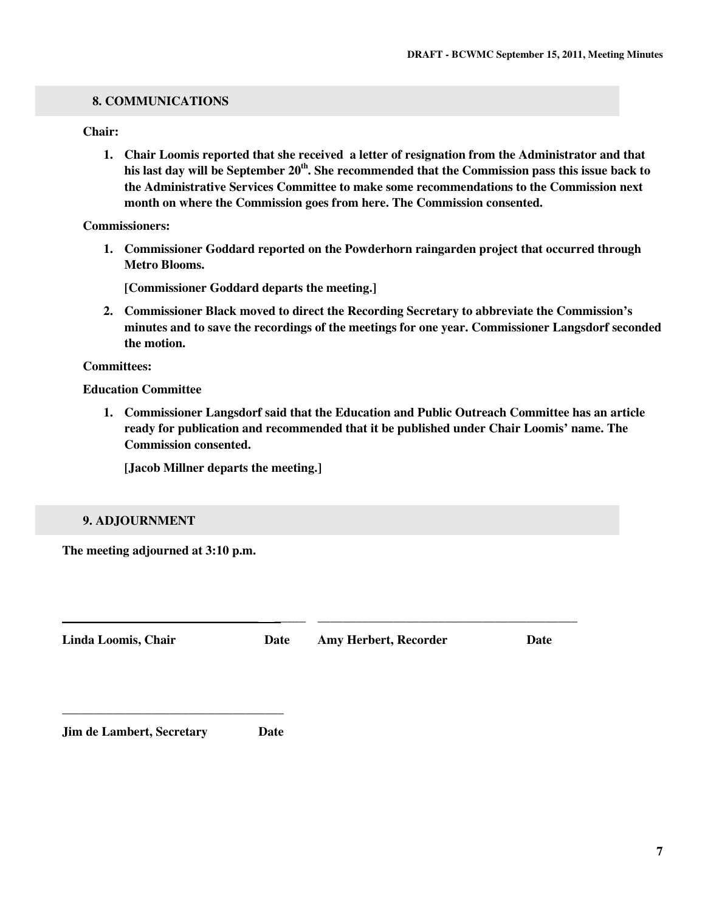## 8. COMMUNICATIONS

**Chair:**

1. **Chair Loomis reported that she received a letter of resignation from the Administrator and that his last day will be September 20th. She recommended that the Commission pass this issue back to the Administrative Services Committee to make some recommendations to the Commission next month on where the Commission goes from here. The Commission consented.**

**Commissioners:**

1. **Commissioner Goddard reported on the Powderhorn raingarden project that occurred through Metro Blooms.**

   **[Commissioner Goddard departs the meeting.]**

2. **Commissioner Black moved to direct the Recording Secretary to abbreviate the Commission's minutes and to save the recordings of the meetings for one year. Commissioner Langsdorf seconded the motion.**

**Committees:**

**Education Committee**

1. **Commissioner Langsdorf said that the Education and Public Outreach Committee has an article ready for publication and recommended that it be published under Chair Loomis' name. The Commission consented.**

   **[Jacob Millner departs the meeting.]**

## 9. ADJOURNMENT

**The meeting adjourned at 3:10 p.m.**

\_\_\_\_\_\_\_\_\_\_\_\_\_\_\_\_\_\_\_\_\_\_\_\_\_\_\_\_\_\_\_\_\_\_\_\_\_ \_\_\_\_\_\_\_\_\_\_\_\_\_\_\_\_\_\_\_\_\_\_\_\_\_\_\_\_\_\_\_\_\_\_\_\_\_\_\_\_\_\_\_\_\_\_

**Linda Loomis, Chair Date Amy Herbert, Recorder Date**

\_\_\_\_\_\_\_\_\_\_\_\_\_\_\_\_\_\_\_\_\_\_\_\_\_\_\_\_\_\_\_\_\_\_\_\_\_

**Jim de Lambert, Secretary Date**